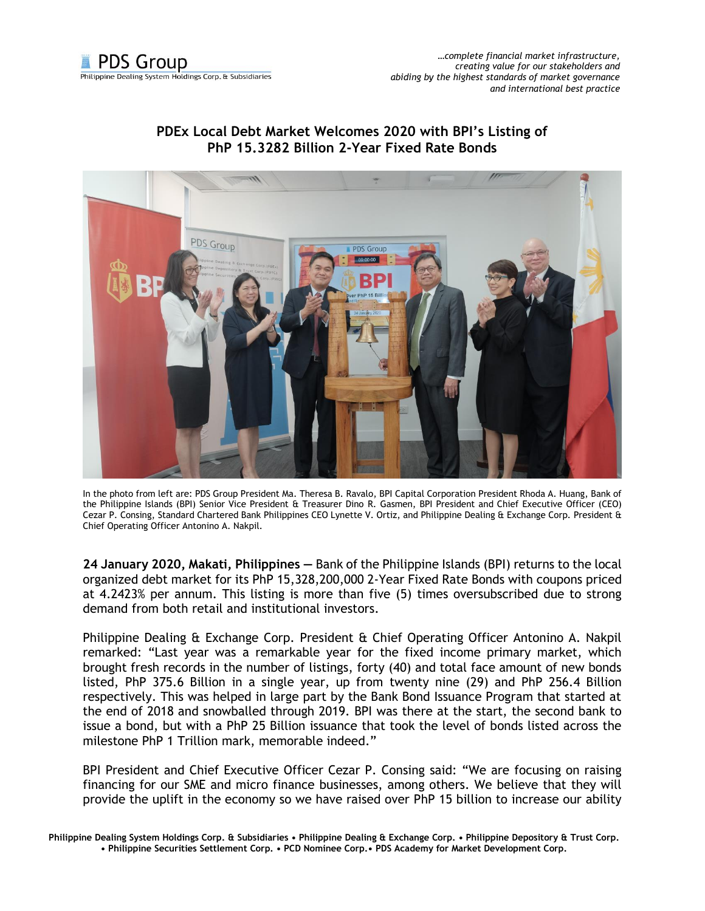# PDEx Local Debt Market Welcomes 2020 with BPI's Listing of PhP 15.3282 Billion 2-Year Fixed Rate Bonds

In the photo from left are: PDS Group President Ma. Theresa B. Ravalo, BPI Capital Corporation President Rhoda A. Huang, Bank of the Philippine Islands (BPI) Senior Vice President & Treasurer Dino R. Gasmen, BPI President and Chief Executive Officer (CEO) Cezar P. Consing, Standard Chartered Bank Philippines CEO Lynette V. Ortiz, and Philippine Dealing & Exchange Corp. President & Chief Operating Officer Antonino A. Nakpil.

**24 January 2020, Makati, Philippines —** Bank of the Philippine Islands (BPI) returns to the local organized debt market for its PhP 15,328,200,000 2-Year Fixed Rate Bonds with coupons priced at 4.2423% per annum. This listing is more than five (5) times oversubscribed due to strong demand from both retail and institutional investors.

Philippine Dealing & Exchange Corp. President & Chief Operating Officer Antonino A. Nakpil remarked: "Last year was a remarkable year for the fixed income primary market, which brought fresh records in the number of listings, forty (40) and total face amount of new bonds listed, PhP 375.6 Billion in a single year, up from twenty nine (29) and PhP 256.4 Billion respectively. This was helped in large part by the Bank Bond Issuance Program that started at the end of 2018 and snowballed through 2019. BPI was there at the start, the second bank to issue a bond, but with a PhP 25 Billion issuance that took the level of bonds listed across the milestone PhP 1 Trillion mark, memorable indeed."

BPI President and Chief Executive Officer Cezar P. Consing said: "We are focusing on raising financing for our SME and micro finance businesses, among others. We believe that they will provide the uplift in the economy so we have raised over PhP 15 billion to increase our ability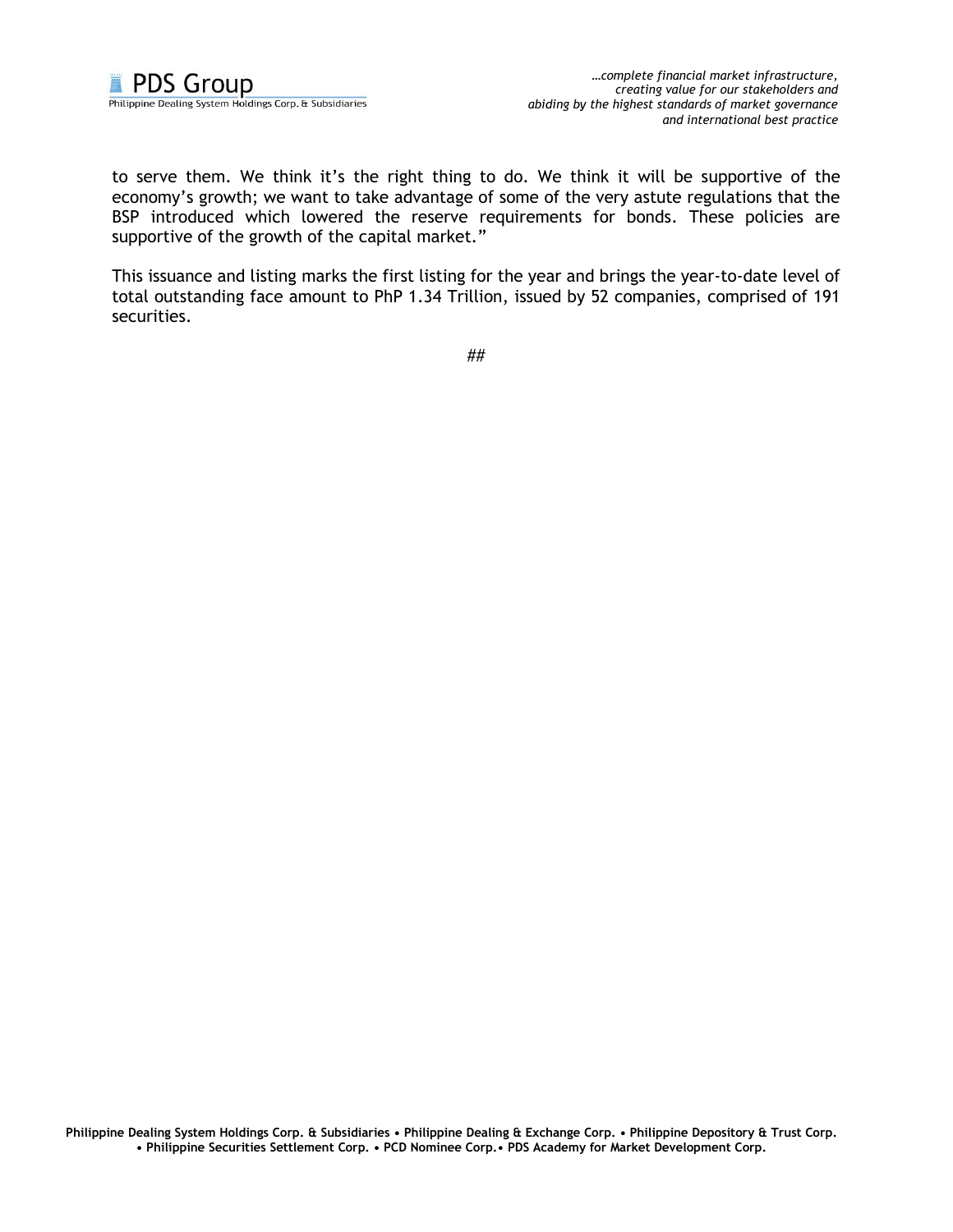to serve them. We think it's the right thing to do. We think it will be supportive of the economy's growth; we want to take advantage of some of the very astute regulations that the BSP introduced which lowered the reserve requirements for bonds. These policies are supportive of the growth of the capital market."

This issuance and listing marks the first listing for the year and brings the year-to-date level of total outstanding face amount to PhP 1.34 Trillion, issued by 52 companies, comprised of 191 securities.

##